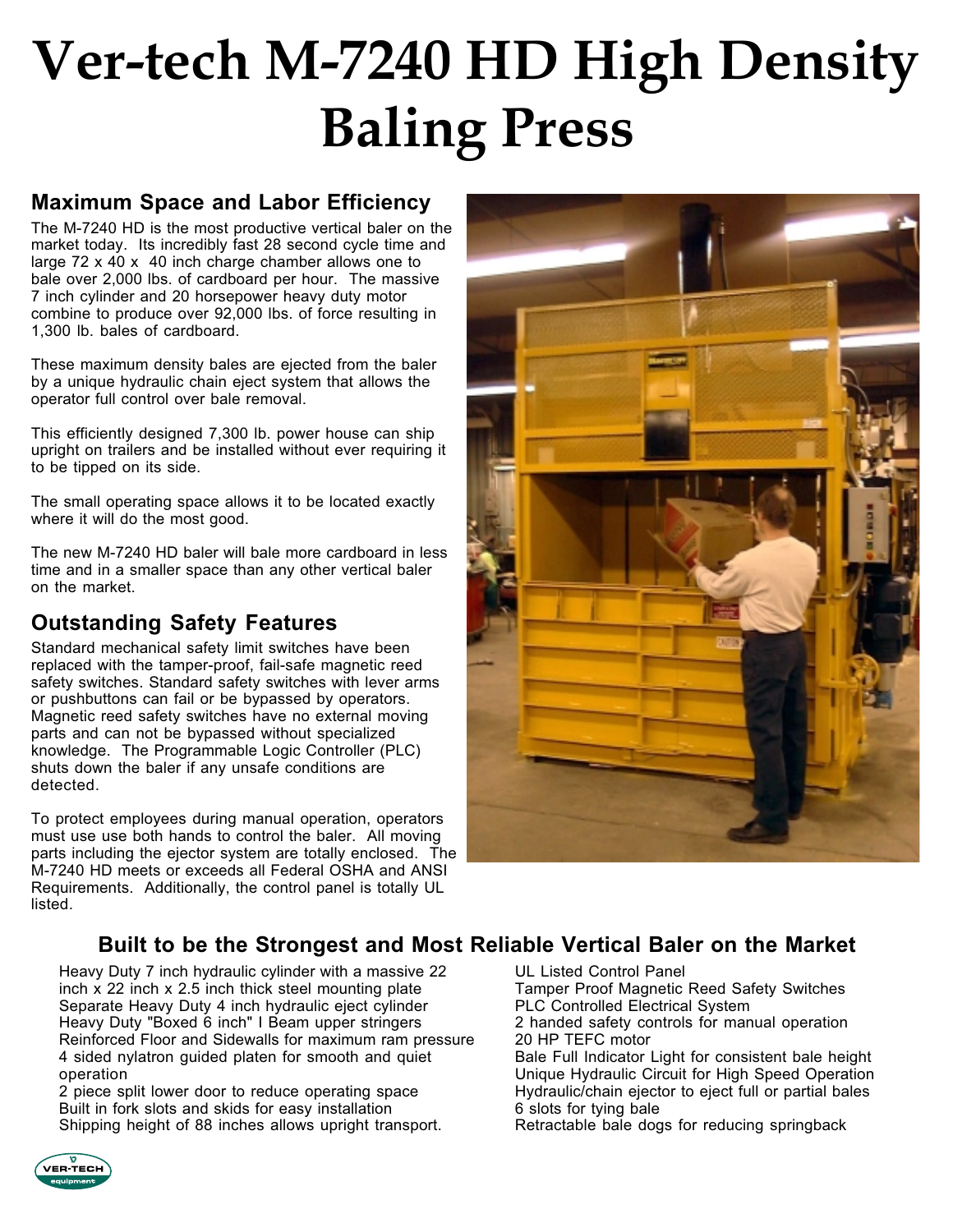# Ver-tech M-7240 HD High Density Baling Press

## Maximum Space and Labor Efficiency

The M-7240 HD is the most productive vertical baler on the market today. Its incredibly fast 28 second cycle time and large 72 x 40 x 40 inch charge chamber allows one to bale over 2,000 lbs. of cardboard per hour. The massive 7 inch cylinder and 20 horsepower heavy duty motor combine to produce over 92,000 lbs. of force resulting in 1,300 lb. bales of cardboard.

These maximum density bales are ejected from the baler by a unique hydraulic chain eject system that allows the operator full control over bale removal.

This efficiently designed 7,300 lb. power house can ship upright on trailers and be installed without ever requiring it to be tipped on its side.

The small operating space allows it to be located exactly where it will do the most good.

The new M-7240 HD baler will bale more cardboard in less time and in a smaller space than any other vertical baler on the market.

## Outstanding Safety Features

Standard mechanical safety limit switches have been replaced with the tamper-proof, fail-safe magnetic reed safety switches. Standard safety switches with lever arms or pushbuttons can fail or be bypassed by operators. Magnetic reed safety switches have no external moving parts and can not be bypassed without specialized knowledge. The Programmable Logic Controller (PLC) shuts down the baler if any unsafe conditions are detected.

To protect employees during manual operation, operators must use use both hands to control the baler. All moving parts including the ejector system are totally enclosed. The M-7240 HD meets or exceeds all Federal OSHA and ANSI Requirements. Additionally, the control panel is totally UL listed.

## Built to be the Strongest and Most Reliable Vertical Baler on the Market

- Heavy Duty 7 inch hydraulic cylinder with a massive 22 inch x 22 inch x 2.5 inch thick steel mounting plate
- Separate Heavy Duty 4 inch hydraulic eject cylinder
- Heavy Duty "Boxed 6 inch" I Beam upper stringers
- Reinforced Floor and Sidewalls for maximum ram pressure
- 4 sided nylatron guided platen for smooth and quiet operation
- 2 piece split lower door to reduce operating space
- Built in fork slots and skids for easy installation
- Shipping height of 88 inches allows upright transport.
- UL Listed Control Panel
- Tamper Proof Magnetic Reed Safety Switches
- PLC Controlled Electrical System
- 2 handed safety controls for manual operation
- 20 HP TEFC motor
- Bale Full Indicator Light for consistent bale height
- Unique Hydraulic Circuit for High Speed Operation
- Hydraulic/chain ejector to eject full or partial bales
- 6 slots for tying bale
- Retractable bale dogs for reducing springback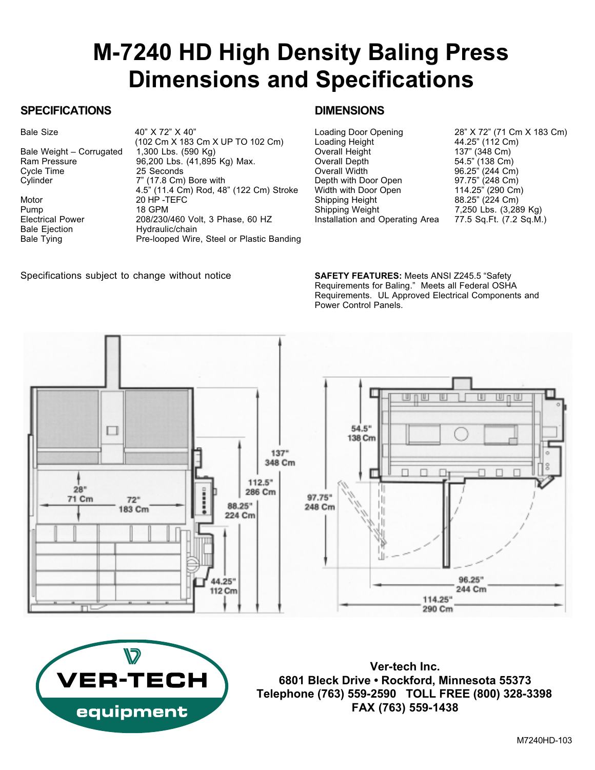# M-7240 HD High Density Baling Press Dimensions and Specifications

## SPECIFICATIONS

| | |
|---|---|
| Bale Size | 40" X 72" X 40" (102 Cm X 183 Cm X UP TO 102 Cm) |
| Bale Weight – Corrugated | 1,300 Lbs. (590 Kg) |
| Ram Pressure | 96,200 Lbs. (41,895 Kg) Max. |
| Cycle Time | 25 Seconds |
| Cylinder | 7" (17.8 Cm) Bore with 4.5" (11.4 Cm) Rod, 48" (122 Cm) Stroke |
| Motor | 20 HP -TEFC |
| Pump | 18 GPM |
| Electrical Power | 208/230/460 Volt, 3 Phase, 60 HZ |
| Bale Ejection | Hydraulic/chain |
| Bale Tying | Pre-looped Wire, Steel or Plastic Banding |

Specifications subject to change without notice

## DIMENSIONS

| | |
|---|---|
| Loading Door Opening | 28" X 72" (71 Cm X 183 Cm) |
| Loading Height | 44.25" (112 Cm) |
| Overall Height | 137" (348 Cm) |
| Overall Depth | 54.5" (138 Cm) |
| Overall Width | 96.25" (244 Cm) |
| Depth with Door Open | 97.75" (248 Cm) |
| Width with Door Open | 114.25" (290 Cm) |
| Shipping Height | 88.25" (224 Cm) |
| Shipping Weight | 7,250 Lbs. (3,289 Kg) |
| Installation and Operating Area | 77.5 Sq.Ft. (7.2 Sq.M.) |

**SAFETY FEATURES:** Meets ANSI Z245.5 "Safety Requirements for Baling." Meets all Federal OSHA Requirements. UL Approved Electrical Components and Power Control Panels.

28"
71 Cm
72"
183 Cm
137"
348 Cm
112.5"
286 Cm
88.25"
224 Cm
44.25"
112 Cm
54.5"
138 Cm
97.75"
248 Cm
96.25"
244 Cm
114.25"
290 Cm

VER-TECH equipment

**Ver-tech Inc.**
**6801 Bleck Drive • Rockford, Minnesota 55373**
**Telephone (763) 559-2590 TOLL FREE (800) 328-3398**
**FAX (763) 559-1438**

M7240HD-103